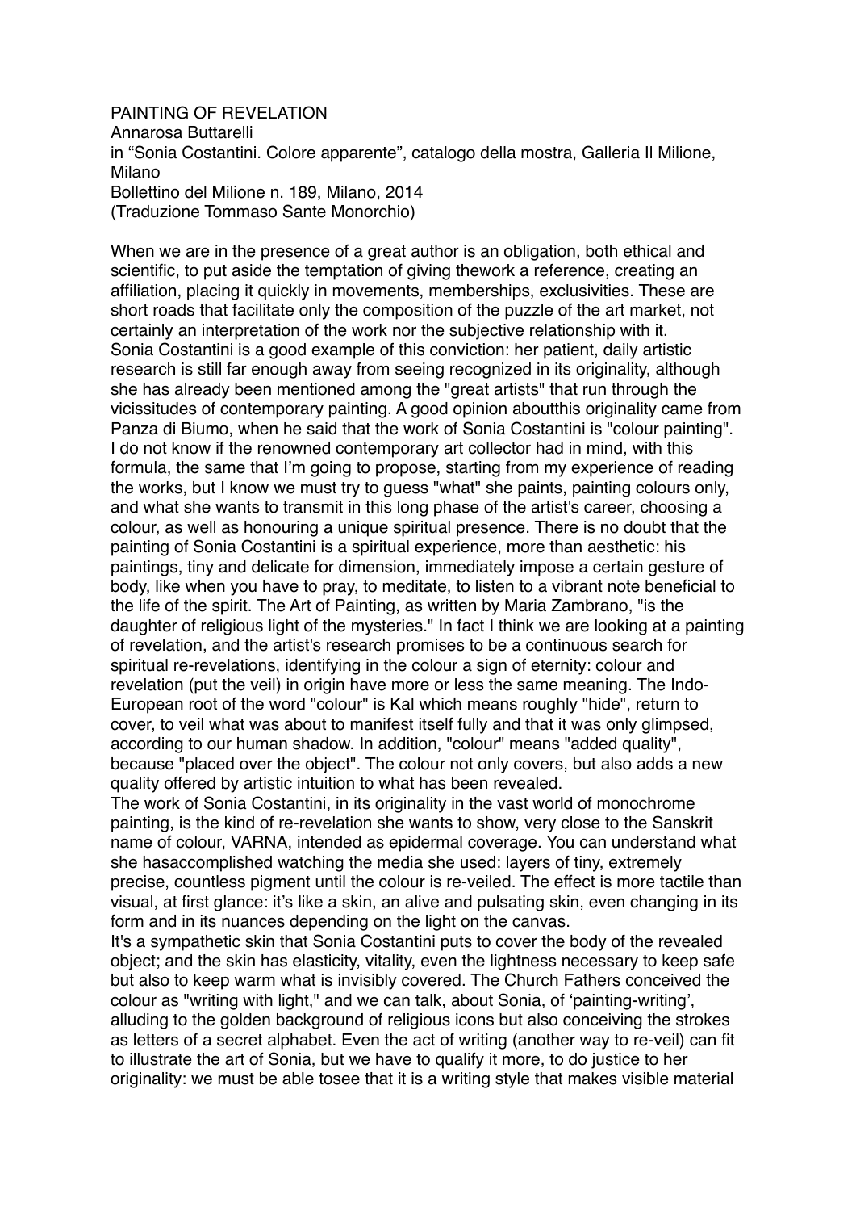# PAINTING OF REVELATION

Annarosa Buttarelli
in "Sonia Costantini. Colore apparente", catalogo della mostra, Galleria Il Milione, Milano
Bollettino del Milione n. 189, Milano, 2014
(Traduzione Tommaso Sante Monorchio)

When we are in the presence of a great author is an obligation, both ethical and scientific, to put aside the temptation of giving thework a reference, creating an affiliation, placing it quickly in movements, memberships, exclusivities. These are short roads that facilitate only the composition of the puzzle of the art market, not certainly an interpretation of the work nor the subjective relationship with it.
Sonia Costantini is a good example of this conviction: her patient, daily artistic research is still far enough away from seeing recognized in its originality, although she has already been mentioned among the "great artists" that run through the vicissitudes of contemporary painting. A good opinion aboutthis originality came from Panza di Biumo, when he said that the work of Sonia Costantini is "colour painting". I do not know if the renowned contemporary art collector had in mind, with this formula, the same that I'm going to propose, starting from my experience of reading the works, but I know we must try to guess "what" she paints, painting colours only, and what she wants to transmit in this long phase of the artist's career, choosing a colour, as well as honouring a unique spiritual presence. There is no doubt that the painting of Sonia Costantini is a spiritual experience, more than aesthetic: his paintings, tiny and delicate for dimension, immediately impose a certain gesture of body, like when you have to pray, to meditate, to listen to a vibrant note beneficial to the life of the spirit. The Art of Painting, as written by Maria Zambrano, "is the daughter of religious light of the mysteries." In fact I think we are looking at a painting of revelation, and the artist's research promises to be a continuous search for spiritual re-revelations, identifying in the colour a sign of eternity: colour and revelation (put the veil) in origin have more or less the same meaning. The Indo-European root of the word "colour" is Kal which means roughly "hide", return to cover, to veil what was about to manifest itself fully and that it was only glimpsed, according to our human shadow. In addition, "colour" means "added quality", because "placed over the object". The colour not only covers, but also adds a new quality offered by artistic intuition to what has been revealed.
The work of Sonia Costantini, in its originality in the vast world of monochrome painting, is the kind of re-revelation she wants to show, very close to the Sanskrit name of colour, VARNA, intended as epidermal coverage. You can understand what she hasaccomplished watching the media she used: layers of tiny, extremely precise, countless pigment until the colour is re-veiled. The effect is more tactile than visual, at first glance: it's like a skin, an alive and pulsating skin, even changing in its form and in its nuances depending on the light on the canvas.
It's a sympathetic skin that Sonia Costantini puts to cover the body of the revealed object; and the skin has elasticity, vitality, even the lightness necessary to keep safe but also to keep warm what is invisibly covered. The Church Fathers conceived the colour as "writing with light," and we can talk, about Sonia, of 'painting-writing', alluding to the golden background of religious icons but also conceiving the strokes as letters of a secret alphabet. Even the act of writing (another way to re-veil) can fit to illustrate the art of Sonia, but we have to qualify it more, to do justice to her originality: we must be able tosee that it is a writing style that makes visible material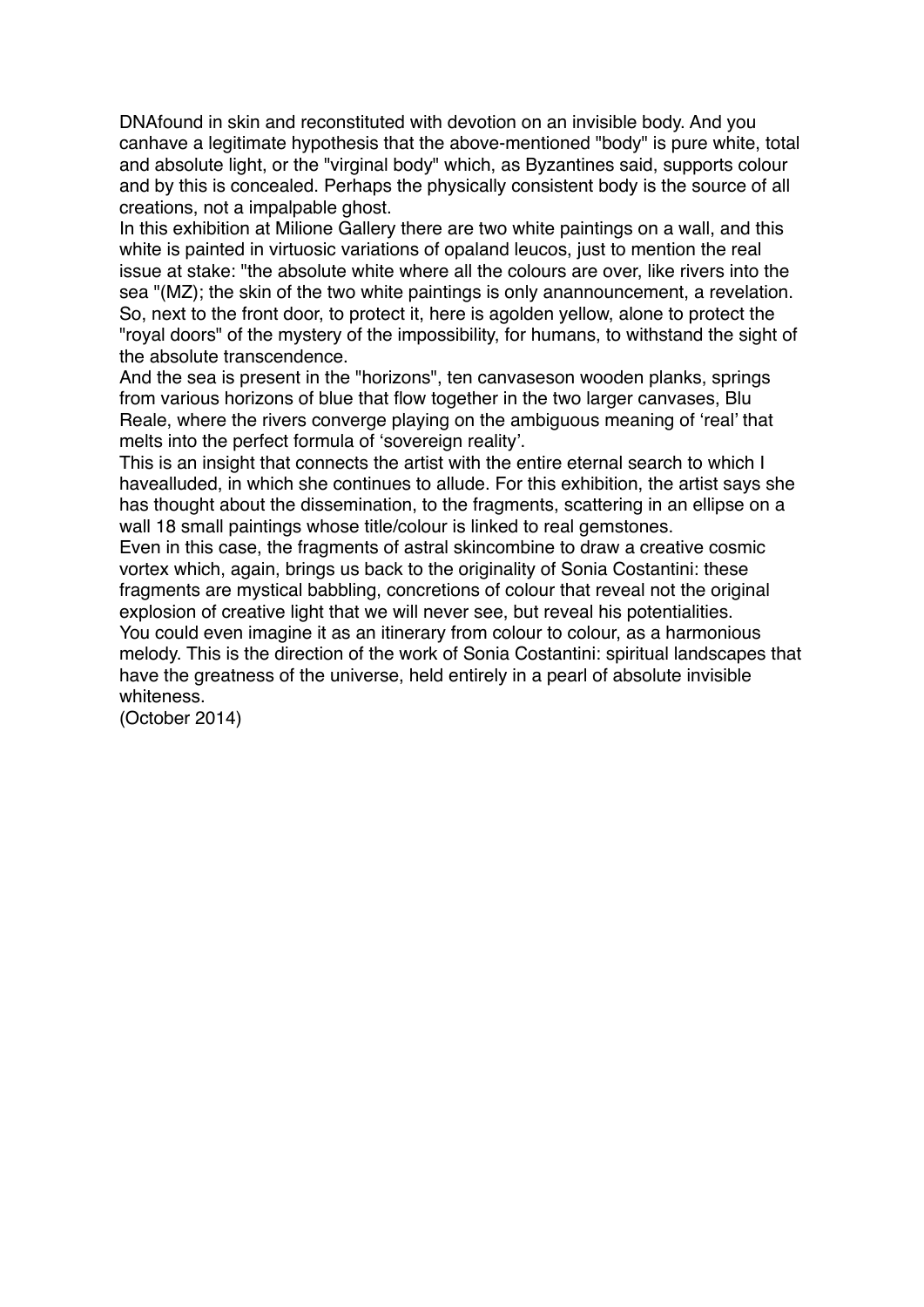DNAfound in skin and reconstituted with devotion on an invisible body. And you canhave a legitimate hypothesis that the above-mentioned "body" is pure white, total and absolute light, or the "virginal body" which, as Byzantines said, supports colour and by this is concealed. Perhaps the physically consistent body is the source of all creations, not a impalpable ghost.

In this exhibition at Milione Gallery there are two white paintings on a wall, and this white is painted in virtuosic variations of opaland leucos, just to mention the real issue at stake: "the absolute white where all the colours are over, like rivers into the sea "(MZ); the skin of the two white paintings is only anannouncement, a revelation. So, next to the front door, to protect it, here is agolden yellow, alone to protect the "royal doors" of the mystery of the impossibility, for humans, to withstand the sight of the absolute transcendence.

And the sea is present in the "horizons", ten canvaseson wooden planks, springs from various horizons of blue that flow together in the two larger canvases, Blu Reale, where the rivers converge playing on the ambiguous meaning of 'real' that melts into the perfect formula of 'sovereign reality'.

This is an insight that connects the artist with the entire eternal search to which I havealluded, in which she continues to allude. For this exhibition, the artist says she has thought about the dissemination, to the fragments, scattering in an ellipse on a wall 18 small paintings whose title/colour is linked to real gemstones.

Even in this case, the fragments of astral skincombine to draw a creative cosmic vortex which, again, brings us back to the originality of Sonia Costantini: these fragments are mystical babbling, concretions of colour that reveal not the original explosion of creative light that we will never see, but reveal his potentialities.

You could even imagine it as an itinerary from colour to colour, as a harmonious melody. This is the direction of the work of Sonia Costantini: spiritual landscapes that have the greatness of the universe, held entirely in a pearl of absolute invisible whiteness.

(October 2014)